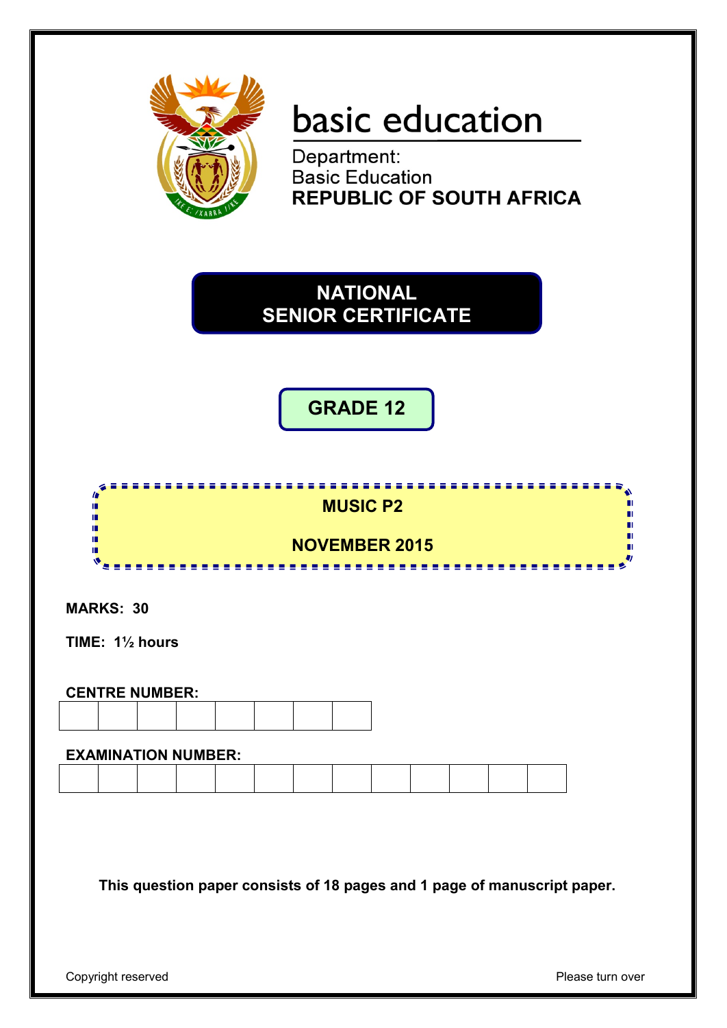basic education

Department:
Basic Education
**REPUBLIC OF SOUTH AFRICA**

# NATIONAL SENIOR CERTIFICATE

## GRADE 12

## MUSIC P2

## NOVEMBER 2015

**MARKS: 30**

**TIME: 1½ hours**

**CENTRE NUMBER:**

| | | | | | | | |
|---|---|---|---|---|---|---|---|
| | | | | | | | |

**EXAMINATION NUMBER:**

| | | | | | | | | | | | | |
|---|---|---|---|---|---|---|---|---|---|---|---|---|
| | | | | | | | | | | | | |

**This question paper consists of 18 pages and 1 page of manuscript paper.**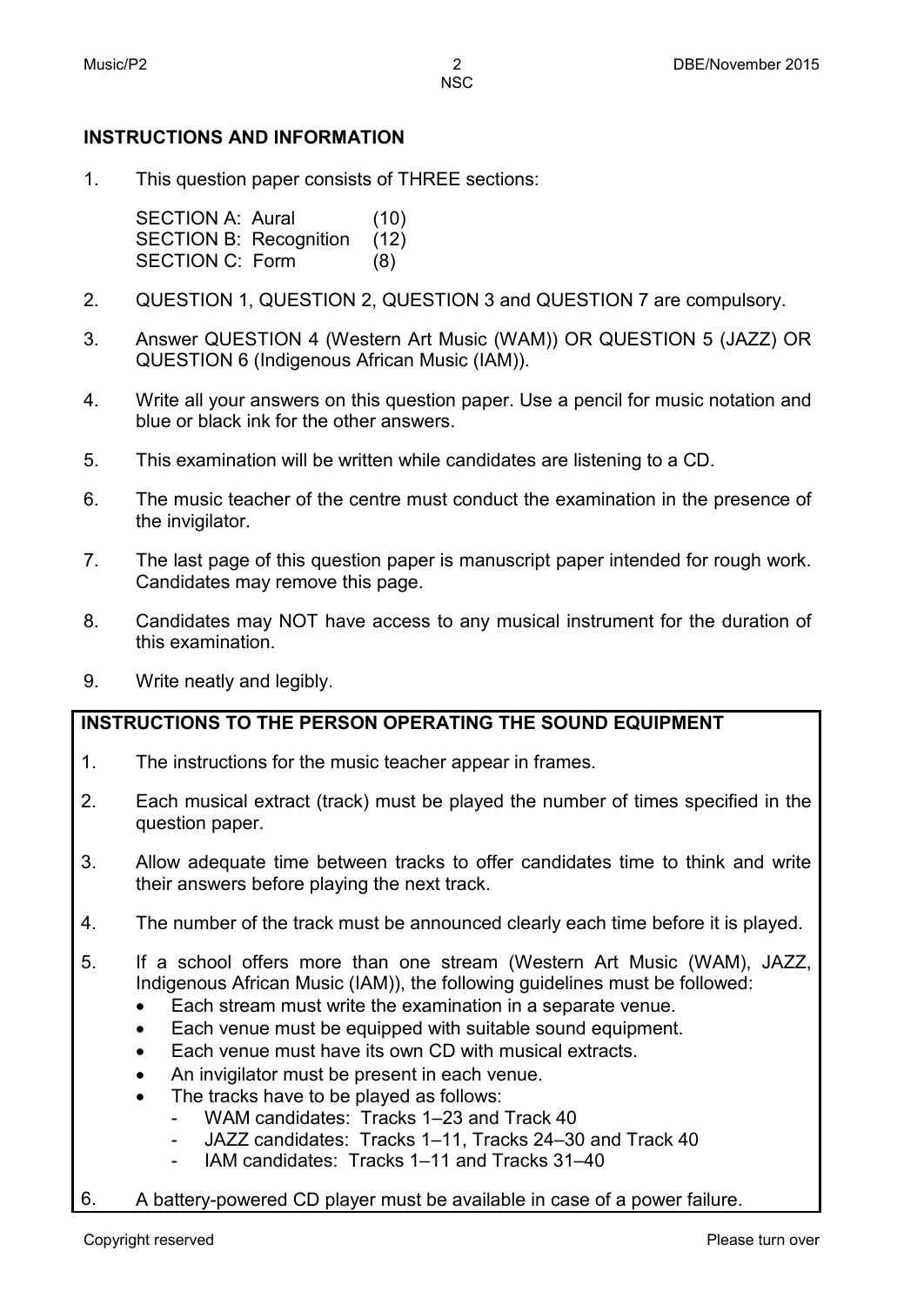## INSTRUCTIONS AND INFORMATION

1. This question paper consists of THREE sections:

   SECTION A: Aural (10)
   SECTION B: Recognition (12)
   SECTION C: Form (8)

2. QUESTION 1, QUESTION 2, QUESTION 3 and QUESTION 7 are compulsory.
3. Answer QUESTION 4 (Western Art Music (WAM)) OR QUESTION 5 (JAZZ) OR QUESTION 6 (Indigenous African Music (IAM)).
4. Write all your answers on this question paper. Use a pencil for music notation and blue or black ink for the other answers.
5. This examination will be written while candidates are listening to a CD.
6. The music teacher of the centre must conduct the examination in the presence of the invigilator.
7. The last page of this question paper is manuscript paper intended for rough work. Candidates may remove this page.
8. Candidates may NOT have access to any musical instrument for the duration of this examination.
9. Write neatly and legibly.

**INSTRUCTIONS TO THE PERSON OPERATING THE SOUND EQUIPMENT**

1. The instructions for the music teacher appear in frames.
2. Each musical extract (track) must be played the number of times specified in the question paper.
3. Allow adequate time between tracks to offer candidates time to think and write their answers before playing the next track.
4. The number of the track must be announced clearly each time before it is played.
5. If a school offers more than one stream (Western Art Music (WAM), JAZZ, Indigenous African Music (IAM)), the following guidelines must be followed:
   - Each stream must write the examination in a separate venue.
   - Each venue must be equipped with suitable sound equipment.
   - Each venue must have its own CD with musical extracts.
   - An invigilator must be present in each venue.
   - The tracks have to be played as follows:
     - WAM candidates: Tracks 1–23 and Track 40
     - JAZZ candidates: Tracks 1–11, Tracks 24–30 and Track 40
     - IAM candidates: Tracks 1–11 and Tracks 31–40
6. A battery-powered CD player must be available in case of a power failure.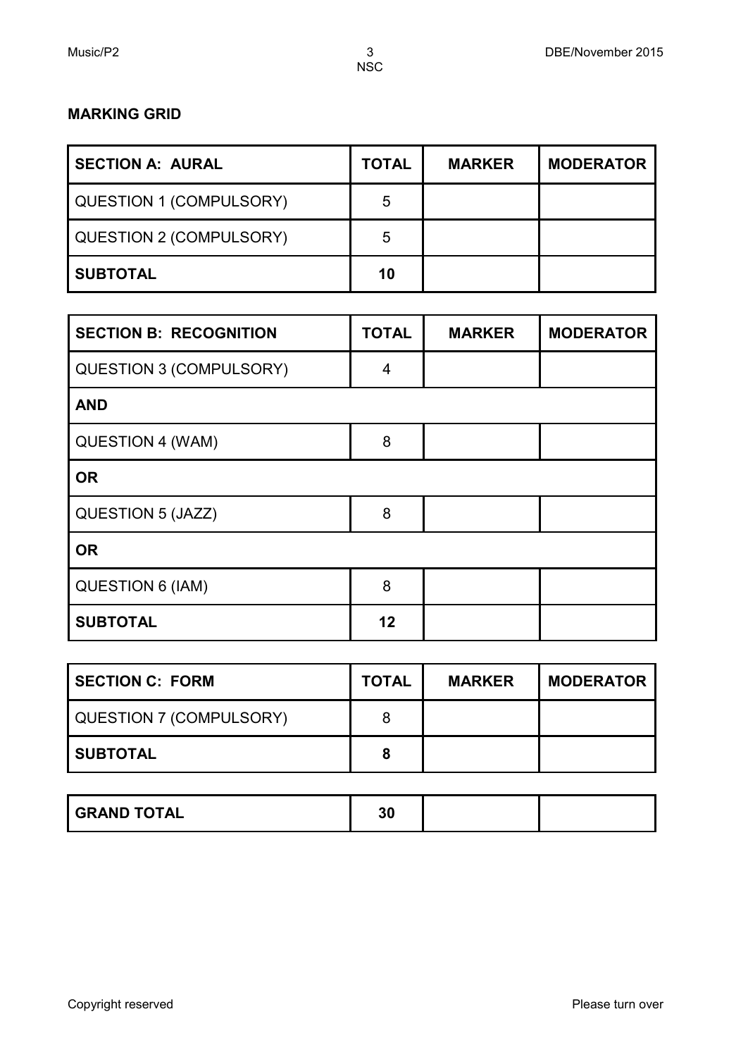**MARKING GRID**

| **SECTION A: AURAL** | **TOTAL** | **MARKER** | **MODERATOR** |
| --- | --- | --- | --- |
| QUESTION 1 (COMPULSORY) | 5 | | |
| QUESTION 2 (COMPULSORY) | 5 | | |
| **SUBTOTAL** | **10** | | |

| **SECTION B: RECOGNITION** | **TOTAL** | **MARKER** | **MODERATOR** |
| --- | --- | --- | --- |
| QUESTION 3 (COMPULSORY) | 4 | | |
| **AND** | | | |
| QUESTION 4 (WAM) | 8 | | |
| **OR** | | | |
| QUESTION 5 (JAZZ) | 8 | | |
| **OR** | | | |
| QUESTION 6 (IAM) | 8 | | |
| **SUBTOTAL** | **12** | | |

| **SECTION C: FORM** | **TOTAL** | **MARKER** | **MODERATOR** |
| --- | --- | --- | --- |
| QUESTION 7 (COMPULSORY) | 8 | | |
| **SUBTOTAL** | **8** | | |

| **GRAND TOTAL** | **30** | | |
| --- | --- | --- | --- |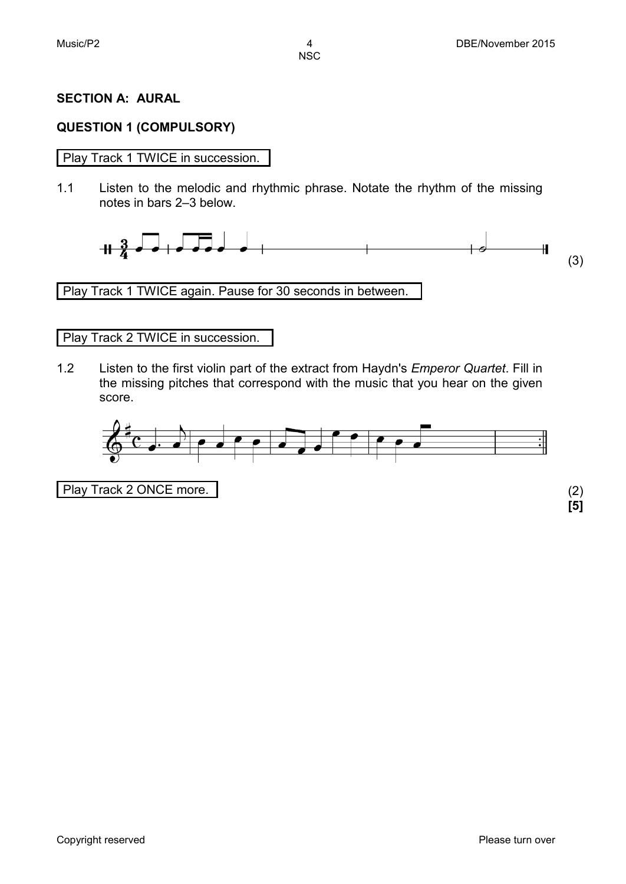## SECTION A: AURAL

### QUESTION 1 (COMPULSORY)

Play Track 1 TWICE in succession.

1.1 Listen to the melodic and rhythmic phrase. Notate the rhythm of the missing notes in bars 2–3 below.

(3)

Play Track 1 TWICE again. Pause for 30 seconds in between.

Play Track 2 TWICE in succession.

1.2 Listen to the first violin part of the extract from Haydn's *Emperor Quartet*. Fill in the missing pitches that correspond with the music that you hear on the given score.

Play Track 2 ONCE more.

(2)

**[5]**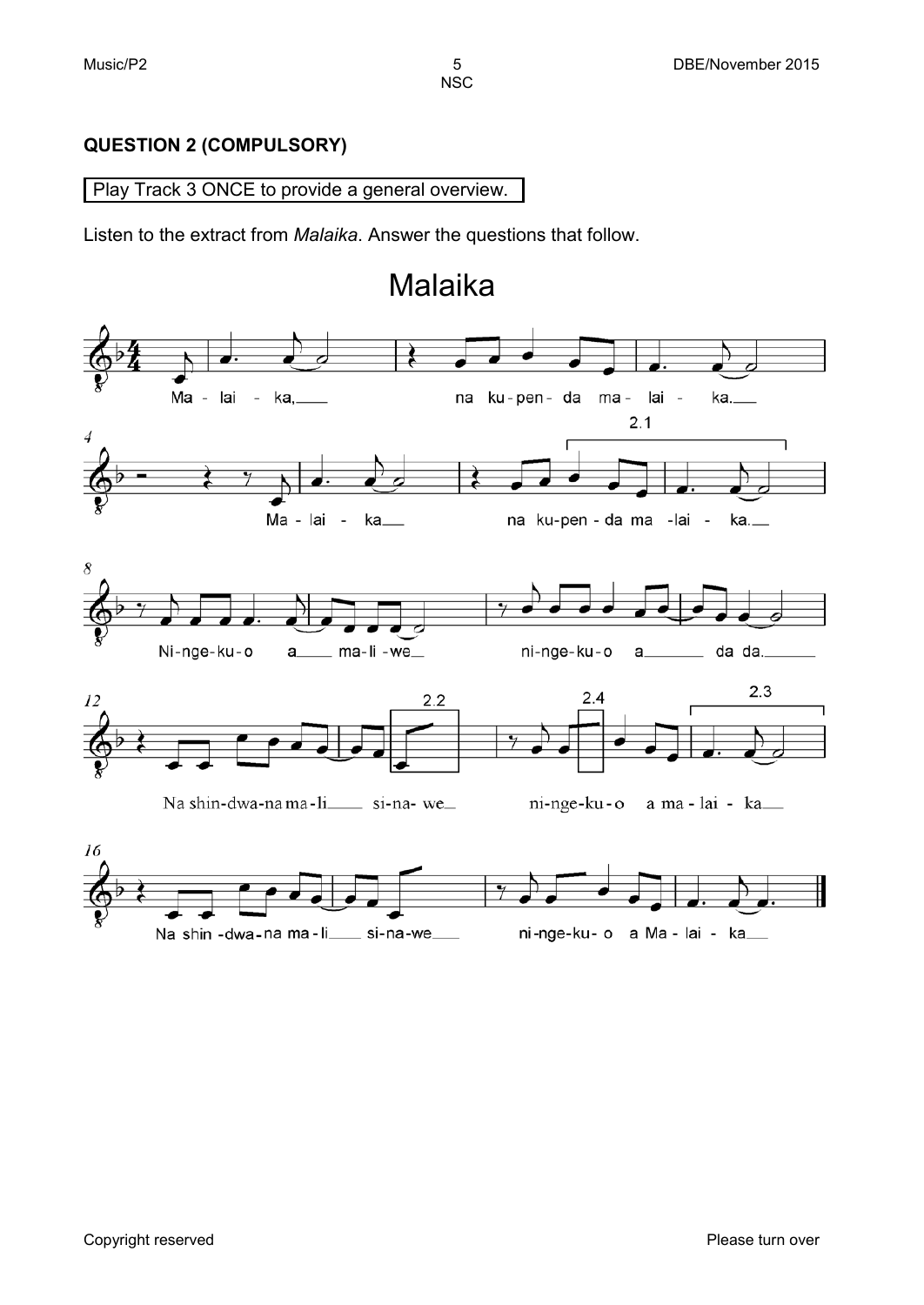**QUESTION 2 (COMPULSORY)**

Play Track 3 ONCE to provide a general overview.

Listen to the extract from *Malaika*. Answer the questions that follow.

# Malaika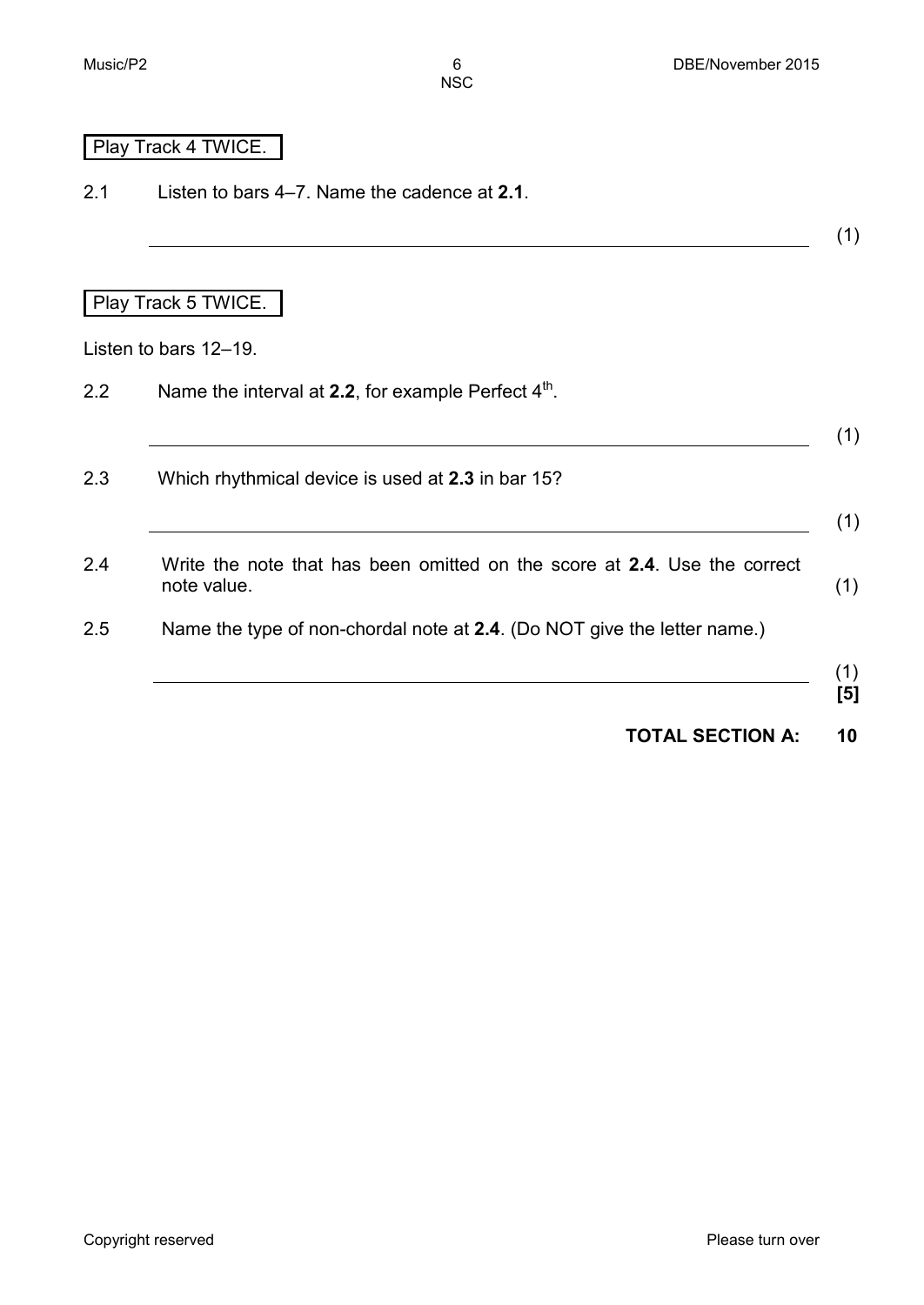Play Track 4 TWICE.

2.1 Listen to bars 4–7. Name the cadence at **2.1**.

\_\_\_\_\_\_\_\_\_\_\_\_\_\_\_\_\_\_\_\_\_\_\_\_\_\_\_\_\_\_\_\_\_\_\_\_\_\_\_\_ (1)

Play Track 5 TWICE.

Listen to bars 12–19.

2.2 Name the interval at **2.2**, for example Perfect 4th.

\_\_\_\_\_\_\_\_\_\_\_\_\_\_\_\_\_\_\_\_\_\_\_\_\_\_\_\_\_\_\_\_\_\_\_\_\_\_\_\_ (1)

2.3 Which rhythmical device is used at **2.3** in bar 15?

\_\_\_\_\_\_\_\_\_\_\_\_\_\_\_\_\_\_\_\_\_\_\_\_\_\_\_\_\_\_\_\_\_\_\_\_\_\_\_\_ (1)

2.4 Write the note that has been omitted on the score at **2.4**. Use the correct note value. (1)

2.5 Name the type of non-chordal note at **2.4**. (Do NOT give the letter name.)

\_\_\_\_\_\_\_\_\_\_\_\_\_\_\_\_\_\_\_\_\_\_\_\_\_\_\_\_\_\_\_\_\_\_\_\_\_\_\_\_ (1)
**[5]**

**TOTAL SECTION A: 10**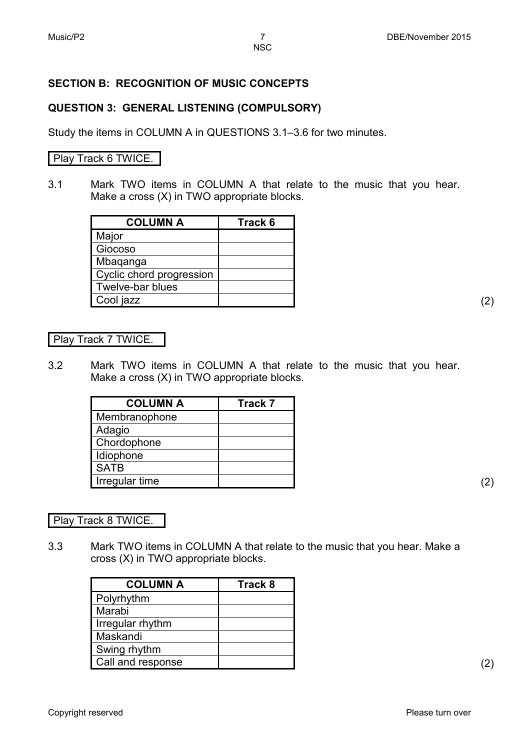## SECTION B: RECOGNITION OF MUSIC CONCEPTS

### QUESTION 3: GENERAL LISTENING (COMPULSORY)

Study the items in COLUMN A in QUESTIONS 3.1–3.6 for two minutes.

Play Track 6 TWICE.

3.1 Mark TWO items in COLUMN A that relate to the music that you hear. Make a cross (X) in TWO appropriate blocks.

| COLUMN A | Track 6 |
|---|---|
| Major | |
| Giocoso | |
| Mbaqanga | |
| Cyclic chord progression | |
| Twelve-bar blues | |
| Cool jazz | |

(2)

Play Track 7 TWICE.

3.2 Mark TWO items in COLUMN A that relate to the music that you hear. Make a cross (X) in TWO appropriate blocks.

| COLUMN A | Track 7 |
|---|---|
| Membranophone | |
| Adagio | |
| Chordophone | |
| Idiophone | |
| SATB | |
| Irregular time | |

(2)

Play Track 8 TWICE.

3.3 Mark TWO items in COLUMN A that relate to the music that you hear. Make a cross (X) in TWO appropriate blocks.

| COLUMN A | Track 8 |
|---|---|
| Polyrhythm | |
| Marabi | |
| Irregular rhythm | |
| Maskandi | |
| Swing rhythm | |
| Call and response | |

(2)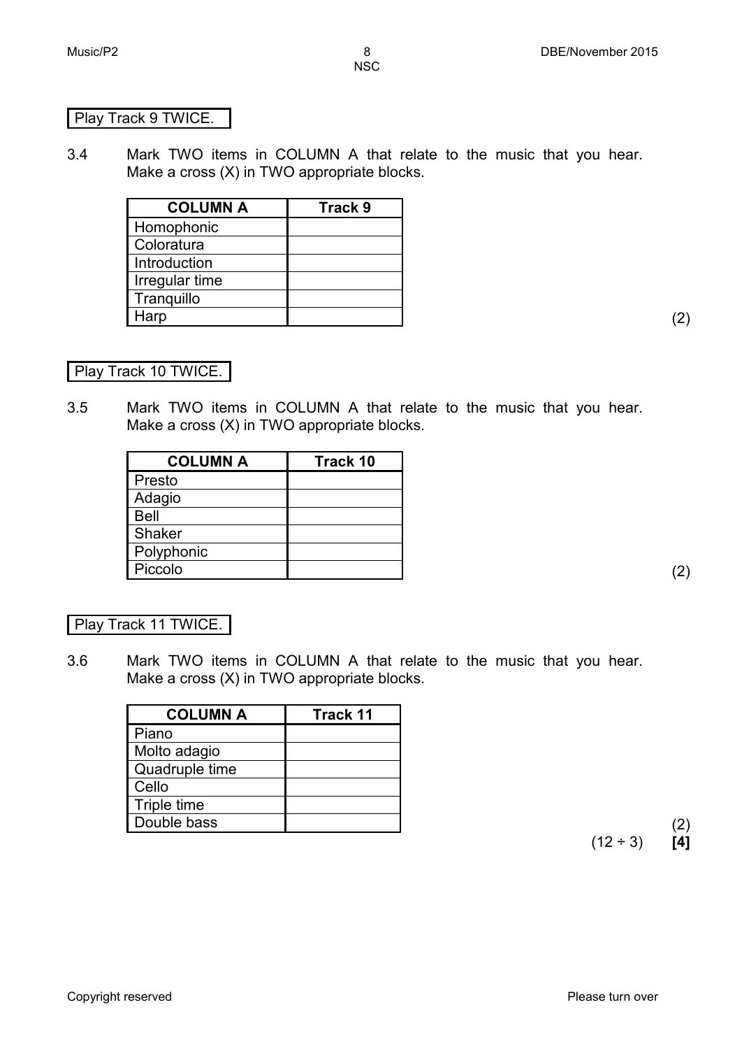Play Track 9 TWICE.

3.4 Mark TWO items in COLUMN A that relate to the music that you hear. Make a cross (X) in TWO appropriate blocks.

| COLUMN A | Track 9 |
|---|---|
| Homophonic | |
| Coloratura | |
| Introduction | |
| Irregular time | |
| Tranquillo | |
| Harp | |

(2)

Play Track 10 TWICE.

3.5 Mark TWO items in COLUMN A that relate to the music that you hear. Make a cross (X) in TWO appropriate blocks.

| COLUMN A | Track 10 |
|---|---|
| Presto | |
| Adagio | |
| Bell | |
| Shaker | |
| Polyphonic | |
| Piccolo | |

(2)

Play Track 11 TWICE.

3.6 Mark TWO items in COLUMN A that relate to the music that you hear. Make a cross (X) in TWO appropriate blocks.

| COLUMN A | Track 11 |
|---|---|
| Piano | |
| Molto adagio | |
| Quadruple time | |
| Cello | |
| Triple time | |
| Double bass | |

(2)

(12 ÷ 3) **[4]**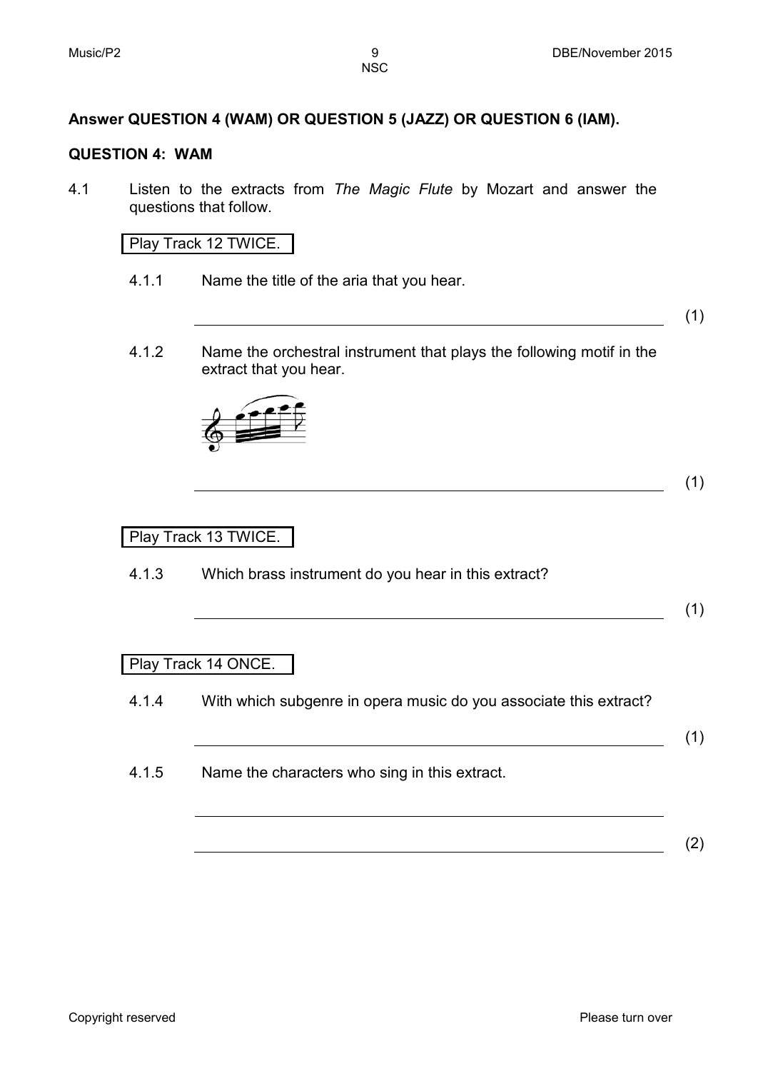**Answer QUESTION 4 (WAM) OR QUESTION 5 (JAZZ) OR QUESTION 6 (IAM).**

## QUESTION 4: WAM

4.1 Listen to the extracts from *The Magic Flute* by Mozart and answer the questions that follow.

Play Track 12 TWICE.

4.1.1 Name the title of the aria that you hear.

_______________________________________________ (1)

4.1.2 Name the orchestral instrument that plays the following motif in the extract that you hear.

_______________________________________________ (1)

Play Track 13 TWICE.

4.1.3 Which brass instrument do you hear in this extract?

_______________________________________________ (1)

Play Track 14 ONCE.

4.1.4 With which subgenre in opera music do you associate this extract?

_______________________________________________ (1)

4.1.5 Name the characters who sing in this extract.

_______________________________________________

_______________________________________________ (2)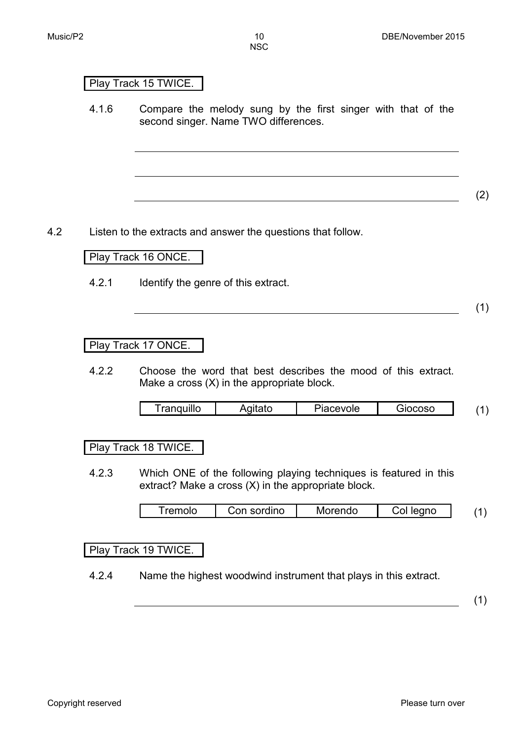Play Track 15 TWICE.

4.1.6 Compare the melody sung by the first singer with that of the second singer. Name TWO differences.

______________________________________________

______________________________________________

______________________________________________ (2)

4.2 Listen to the extracts and answer the questions that follow.

Play Track 16 ONCE.

4.2.1 Identify the genre of this extract.

______________________________________________ (1)

Play Track 17 ONCE.

4.2.2 Choose the word that best describes the mood of this extract. Make a cross (X) in the appropriate block.

| Tranquillo | Agitato | Piacevole | Giocoso |
|---|---|---|---|

(1)

Play Track 18 TWICE.

4.2.3 Which ONE of the following playing techniques is featured in this extract? Make a cross (X) in the appropriate block.

| Tremolo | Con sordino | Morendo | Col legno |
|---|---|---|---|

(1)

Play Track 19 TWICE.

4.2.4 Name the highest woodwind instrument that plays in this extract.

______________________________________________ (1)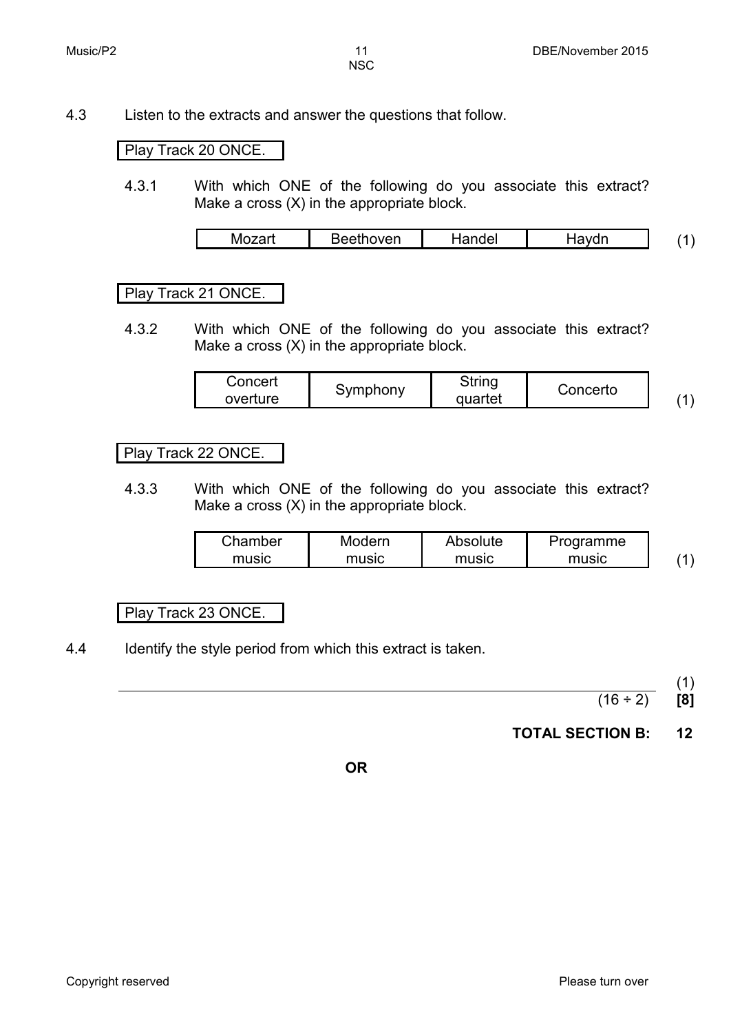4.3 Listen to the extracts and answer the questions that follow.

Play Track 20 ONCE.

4.3.1 With which ONE of the following do you associate this extract? Make a cross (X) in the appropriate block.

| Mozart | Beethoven | Handel | Haydn |
|---|---|---|---|

(1)

Play Track 21 ONCE.

4.3.2 With which ONE of the following do you associate this extract? Make a cross (X) in the appropriate block.

| Concert overture | Symphony | String quartet | Concerto |
|---|---|---|---|

(1)

Play Track 22 ONCE.

4.3.3 With which ONE of the following do you associate this extract? Make a cross (X) in the appropriate block.

| Chamber music | Modern music | Absolute music | Programme music |
|---|---|---|---|

(1)

Play Track 23 ONCE.

4.4 Identify the style period from which this extract is taken.

(1)

(16 ÷ 2) **[8]**

**TOTAL SECTION B: 12**

**OR**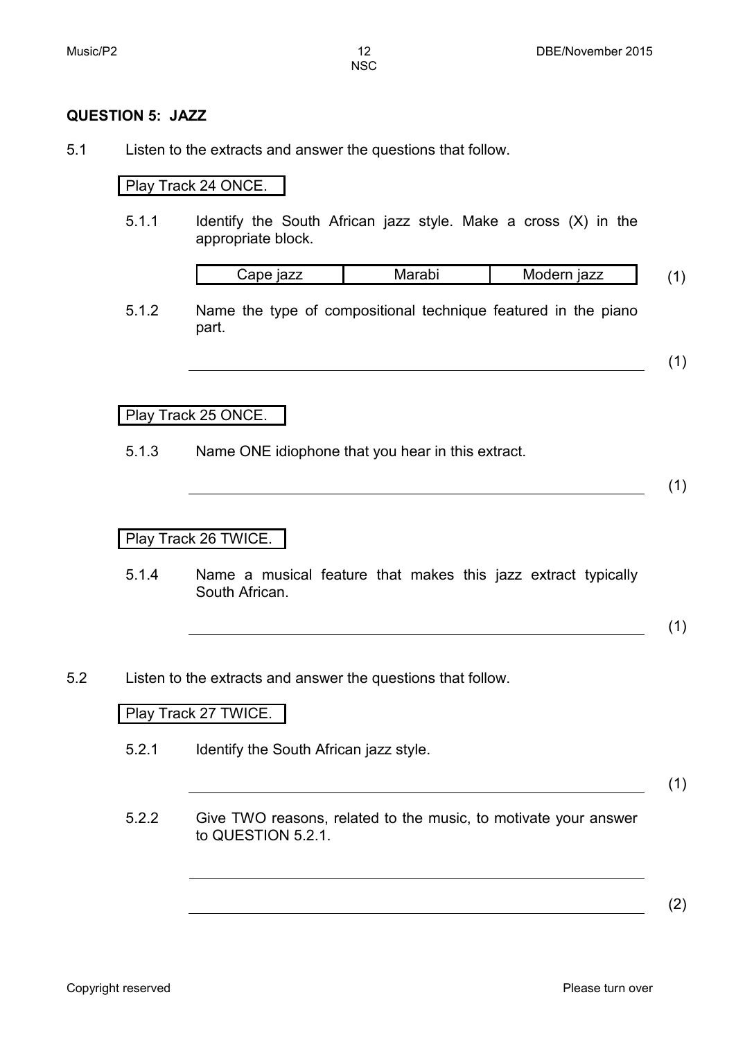## QUESTION 5: JAZZ

5.1 Listen to the extracts and answer the questions that follow.

Play Track 24 ONCE.

5.1.1 Identify the South African jazz style. Make a cross (X) in the appropriate block.

| Cape jazz | Marabi | Modern jazz |
|---|---|---|

(1)

5.1.2 Name the type of compositional technique featured in the piano part.

\_\_\_\_\_\_\_\_\_\_\_\_\_\_\_\_\_\_\_\_\_\_\_\_\_\_\_\_\_\_\_\_\_\_\_\_\_\_\_\_ (1)

Play Track 25 ONCE.

5.1.3 Name ONE idiophone that you hear in this extract.

\_\_\_\_\_\_\_\_\_\_\_\_\_\_\_\_\_\_\_\_\_\_\_\_\_\_\_\_\_\_\_\_\_\_\_\_\_\_\_\_ (1)

Play Track 26 TWICE.

5.1.4 Name a musical feature that makes this jazz extract typically South African.

\_\_\_\_\_\_\_\_\_\_\_\_\_\_\_\_\_\_\_\_\_\_\_\_\_\_\_\_\_\_\_\_\_\_\_\_\_\_\_\_ (1)

5.2 Listen to the extracts and answer the questions that follow.

Play Track 27 TWICE.

5.2.1 Identify the South African jazz style.

\_\_\_\_\_\_\_\_\_\_\_\_\_\_\_\_\_\_\_\_\_\_\_\_\_\_\_\_\_\_\_\_\_\_\_\_\_\_\_\_ (1)

5.2.2 Give TWO reasons, related to the music, to motivate your answer to QUESTION 5.2.1.

\_\_\_\_\_\_\_\_\_\_\_\_\_\_\_\_\_\_\_\_\_\_\_\_\_\_\_\_\_\_\_\_\_\_\_\_\_\_\_\_

\_\_\_\_\_\_\_\_\_\_\_\_\_\_\_\_\_\_\_\_\_\_\_\_\_\_\_\_\_\_\_\_\_\_\_\_\_\_\_\_ (2)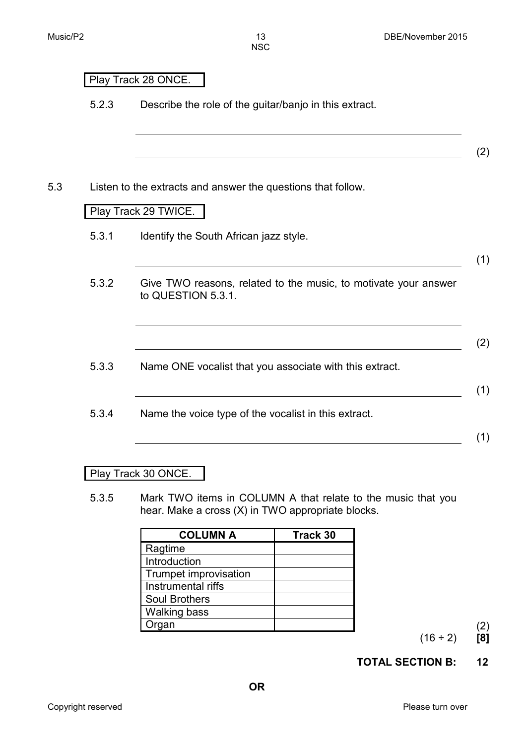Play Track 28 ONCE.

5.2.3 Describe the role of the guitar/banjo in this extract.

_______________________________________________

_______________________________________________ (2)

5.3 Listen to the extracts and answer the questions that follow.

Play Track 29 TWICE.

5.3.1 Identify the South African jazz style.

_______________________________________________ (1)

5.3.2 Give TWO reasons, related to the music, to motivate your answer to QUESTION 5.3.1.

_______________________________________________

_______________________________________________ (2)

5.3.3 Name ONE vocalist that you associate with this extract.

_______________________________________________ (1)

5.3.4 Name the voice type of the vocalist in this extract.

_______________________________________________ (1)

Play Track 30 ONCE.

5.3.5 Mark TWO items in COLUMN A that relate to the music that you hear. Make a cross (X) in TWO appropriate blocks.

| COLUMN A | Track 30 |
|---|---|
| Ragtime | |
| Introduction | |
| Trumpet improvisation | |
| Instrumental riffs | |
| Soul Brothers | |
| Walking bass | |
| Organ | |

(2)

(16 ÷ 2) **[8]**

**TOTAL SECTION B: 12**

**OR**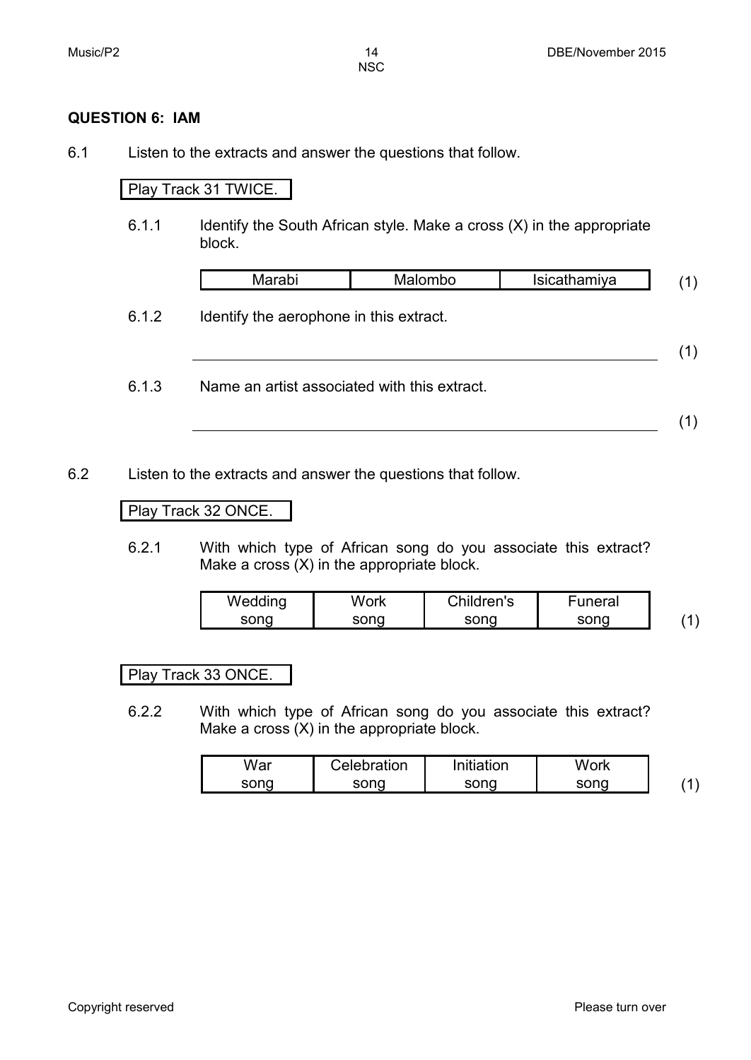**QUESTION 6: IAM**

6.1 Listen to the extracts and answer the questions that follow.

Play Track 31 TWICE.

6.1.1 Identify the South African style. Make a cross (X) in the appropriate block.

| Marabi | Malombo | Isicathamiya |
|---|---|---|

(1)

6.1.2 Identify the aerophone in this extract.

\_\_\_\_\_\_\_\_\_\_\_\_\_\_\_\_\_\_\_\_\_\_\_\_\_\_\_\_\_\_\_\_\_\_\_\_\_\_\_\_ (1)

6.1.3 Name an artist associated with this extract.

\_\_\_\_\_\_\_\_\_\_\_\_\_\_\_\_\_\_\_\_\_\_\_\_\_\_\_\_\_\_\_\_\_\_\_\_\_\_\_\_ (1)

6.2 Listen to the extracts and answer the questions that follow.

Play Track 32 ONCE.

6.2.1 With which type of African song do you associate this extract? Make a cross (X) in the appropriate block.

| Wedding song | Work song | Children's song | Funeral song |
|---|---|---|---|

(1)

Play Track 33 ONCE.

6.2.2 With which type of African song do you associate this extract? Make a cross (X) in the appropriate block.

| War song | Celebration song | Initiation song | Work song |
|---|---|---|---|

(1)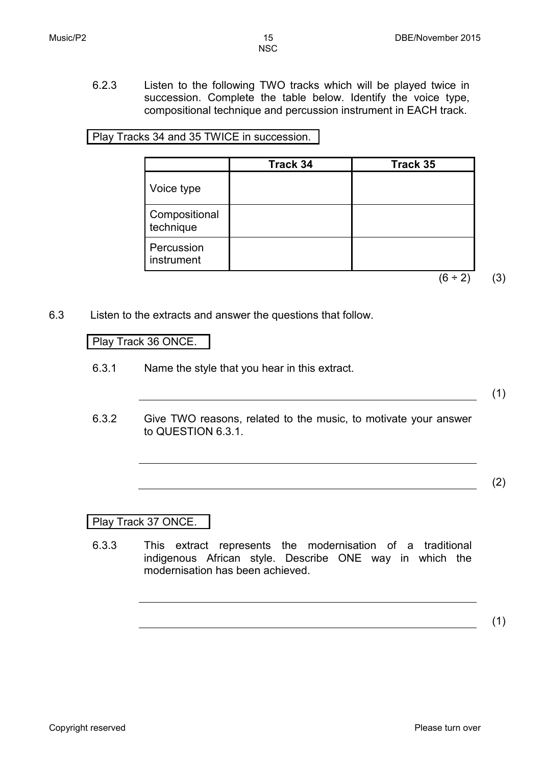6.2.3 Listen to the following TWO tracks which will be played twice in succession. Complete the table below. Identify the voice type, compositional technique and percussion instrument in EACH track.

Play Tracks 34 and 35 TWICE in succession.

| | Track 34 | Track 35 |
|---|---|---|
| Voice type | | |
| Compositional technique | | |
| Percussion instrument | | |

(6 ÷ 2) (3)

6.3 Listen to the extracts and answer the questions that follow.

Play Track 36 ONCE.

6.3.1 Name the style that you hear in this extract.

\_\_\_\_\_\_\_\_\_\_\_\_\_\_\_\_\_\_\_\_\_\_\_\_\_\_\_\_\_\_\_\_\_\_\_\_\_\_\_\_ (1)

6.3.2 Give TWO reasons, related to the music, to motivate your answer to QUESTION 6.3.1.

\_\_\_\_\_\_\_\_\_\_\_\_\_\_\_\_\_\_\_\_\_\_\_\_\_\_\_\_\_\_\_\_\_\_\_\_\_\_\_\_

\_\_\_\_\_\_\_\_\_\_\_\_\_\_\_\_\_\_\_\_\_\_\_\_\_\_\_\_\_\_\_\_\_\_\_\_\_\_\_\_ (2)

Play Track 37 ONCE.

6.3.3 This extract represents the modernisation of a traditional indigenous African style. Describe ONE way in which the modernisation has been achieved.

\_\_\_\_\_\_\_\_\_\_\_\_\_\_\_\_\_\_\_\_\_\_\_\_\_\_\_\_\_\_\_\_\_\_\_\_\_\_\_\_

\_\_\_\_\_\_\_\_\_\_\_\_\_\_\_\_\_\_\_\_\_\_\_\_\_\_\_\_\_\_\_\_\_\_\_\_\_\_\_\_ (1)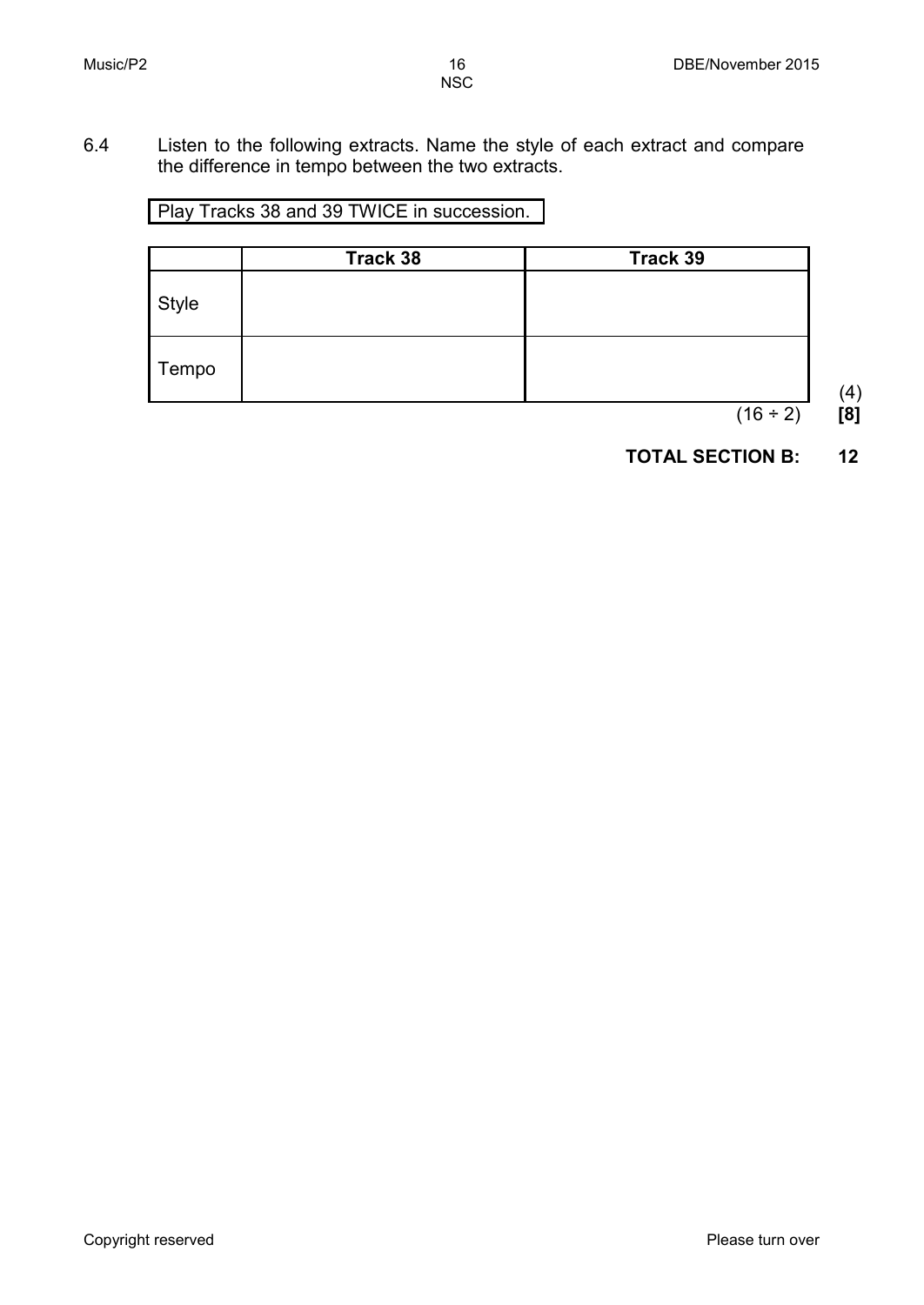6.4 Listen to the following extracts. Name the style of each extract and compare the difference in tempo between the two extracts.

Play Tracks 38 and 39 TWICE in succession.

| | Track 38 | Track 39 |
|---|---|---|
| Style | | |
| Tempo | | |

(4)

(16 ÷ 2) **[8]**

**TOTAL SECTION B: 12**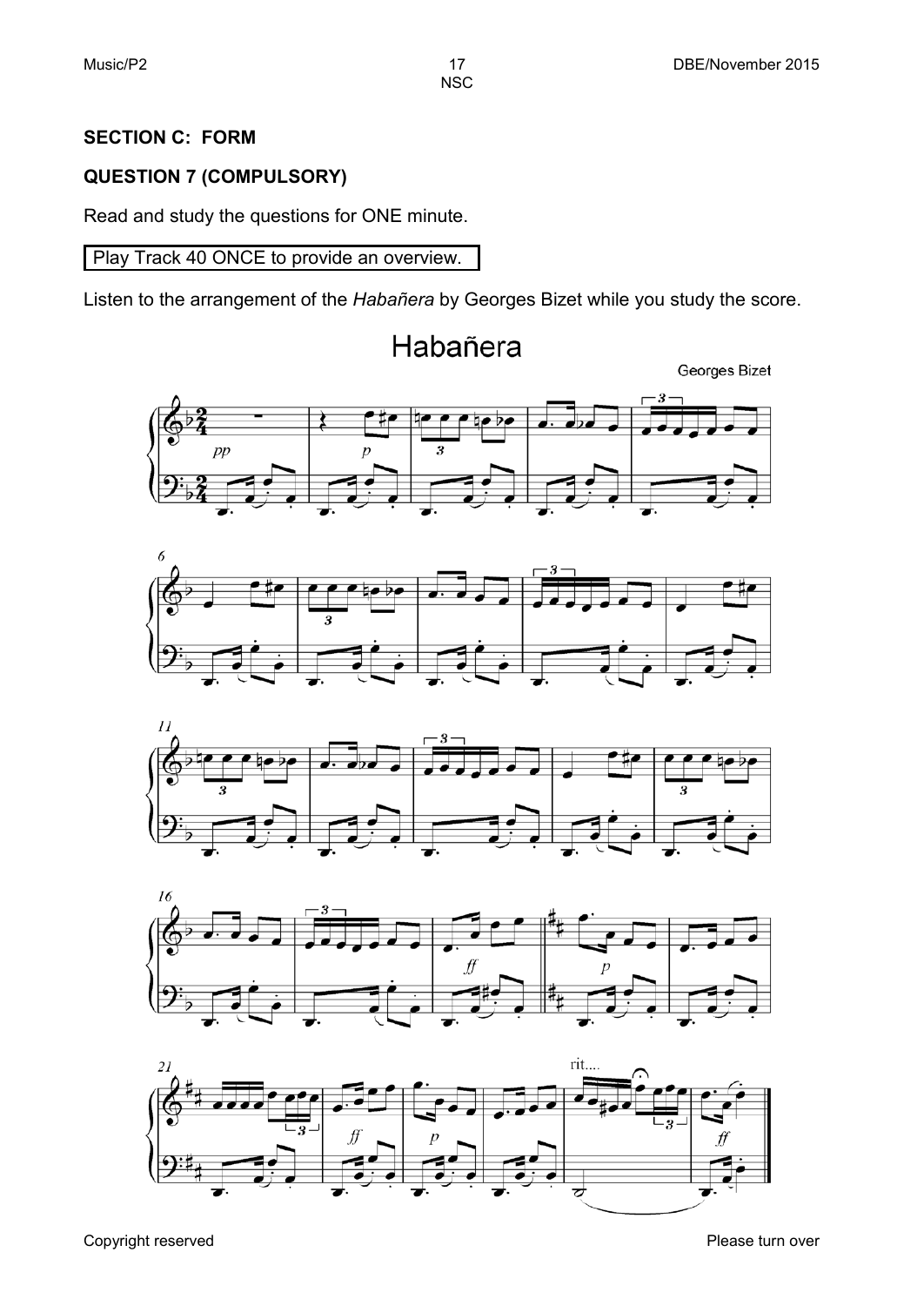**SECTION C: FORM**

**QUESTION 7 (COMPULSORY)**

Read and study the questions for ONE minute.

| Play Track 40 ONCE to provide an overview. |
|---|

Listen to the arrangement of the *Habañera* by Georges Bizet while you study the score.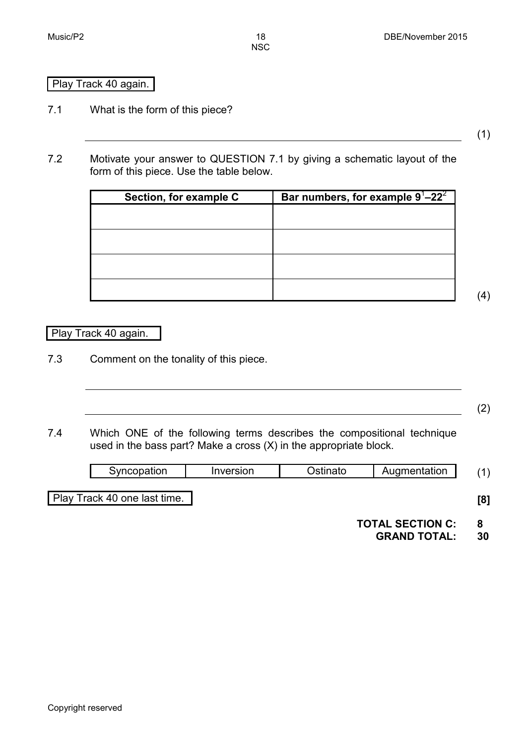Play Track 40 again.

7.1 What is the form of this piece?

\_\_\_\_\_\_\_\_\_\_\_\_\_\_\_\_\_\_\_\_\_\_\_\_\_\_\_\_\_\_\_\_\_\_\_\_\_\_\_\_ (1)

7.2 Motivate your answer to QUESTION 7.1 by giving a schematic layout of the form of this piece. Use the table below.

| Section, for example C | Bar numbers, for example $9^1$–$22^2$ |
|---|---|
| | |
| | |
| | |
| | |

(4)

Play Track 40 again.

7.3 Comment on the tonality of this piece.

\_\_\_\_\_\_\_\_\_\_\_\_\_\_\_\_\_\_\_\_\_\_\_\_\_\_\_\_\_\_\_\_\_\_\_\_\_\_\_\_

\_\_\_\_\_\_\_\_\_\_\_\_\_\_\_\_\_\_\_\_\_\_\_\_\_\_\_\_\_\_\_\_\_\_\_\_\_\_\_\_ (2)

7.4 Which ONE of the following terms describes the compositional technique used in the bass part? Make a cross (X) in the appropriate block.

| Syncopation | Inversion | Ostinato | Augmentation |
|---|---|---|---|

(1)

Play Track 40 one last time.

**[8]**

**TOTAL SECTION C: 8**

**GRAND TOTAL: 30**